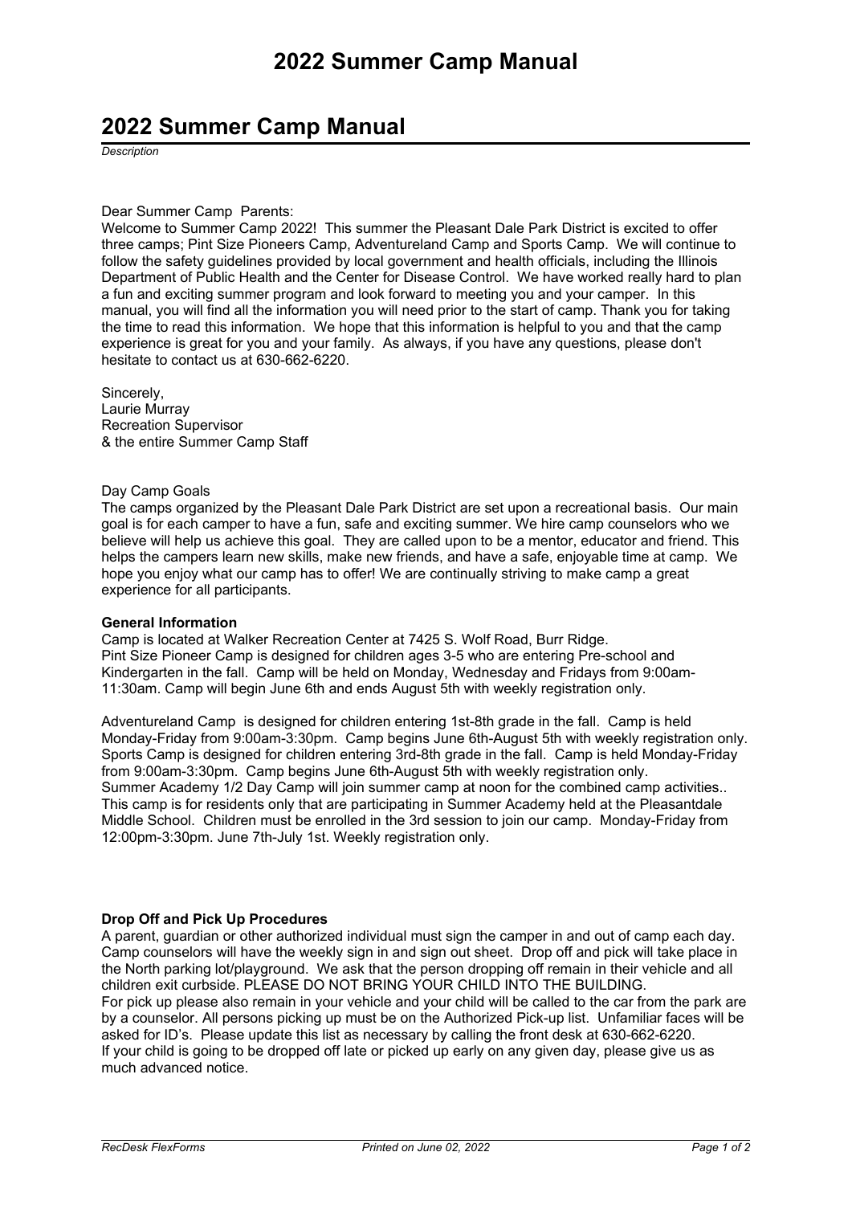# 2022 Summer Camp Manual

*Description*

Dear Summer Camp  Parents:

Welcome to Summer Camp 2022!  This summer the Pleasant Dale Park District is excited to offer three camps; Pint Size Pioneers Camp, Adventureland Camp and Sports Camp.  We will continue to follow the safety guidelines provided by local government and health officials, including the Illinois Department of Public Health and the Center for Disease Control.  We have worked really hard to plan a fun and exciting summer program and look forward to meeting you and your camper.  In this manual, you will find all the information you will need prior to the start of camp. Thank you for taking the time to read this information.  We hope that this information is helpful to you and that the camp experience is great for you and your family.  As always, if you have any questions, please don't hesitate to contact us at 630-662-6220.

Sincerely,
Laurie Murray
Recreation Supervisor
& the entire Summer Camp Staff

Day Camp Goals

The camps organized by the Pleasant Dale Park District are set upon a recreational basis.  Our main goal is for each camper to have a fun, safe and exciting summer. We hire camp counselors who we believe will help us achieve this goal.  They are called upon to be a mentor, educator and friend. This helps the campers learn new skills, make new friends, and have a safe, enjoyable time at camp.  We hope you enjoy what our camp has to offer! We are continually striving to make camp a great experience for all participants.

**General Information**

Camp is located at Walker Recreation Center at 7425 S. Wolf Road, Burr Ridge.
Pint Size Pioneer Camp is designed for children ages 3-5 who are entering Pre-school and Kindergarten in the fall.  Camp will be held on Monday, Wednesday and Fridays from 9:00am-11:30am. Camp will begin June 6th and ends August 5th with weekly registration only.

Adventureland Camp  is designed for children entering 1st-8th grade in the fall.  Camp is held Monday-Friday from 9:00am-3:30pm.  Camp begins June 6th-August 5th with weekly registration only.
Sports Camp is designed for children entering 3rd-8th grade in the fall.  Camp is held Monday-Friday from 9:00am-3:30pm.  Camp begins June 6th-August 5th with weekly registration only.
Summer Academy 1/2 Day Camp will join summer camp at noon for the combined camp activities.. This camp is for residents only that are participating in Summer Academy held at the Pleasantdale Middle School.  Children must be enrolled in the 3rd session to join our camp.  Monday-Friday from 12:00pm-3:30pm. June 7th-July 1st. Weekly registration only.

**Drop Off and Pick Up Procedures**

A parent, guardian or other authorized individual must sign the camper in and out of camp each day.  Camp counselors will have the weekly sign in and sign out sheet.  Drop off and pick will take place in the North parking lot/playground.  We ask that the person dropping off remain in their vehicle and all children exit curbside. PLEASE DO NOT BRING YOUR CHILD INTO THE BUILDING.
For pick up please also remain in your vehicle and your child will be called to the car from the park are by a counselor. All persons picking up must be on the Authorized Pick-up list.  Unfamiliar faces will be asked for ID's.  Please update this list as necessary by calling the front desk at 630-662-6220.
If your child is going to be dropped off late or picked up early on any given day, please give us as much advanced notice.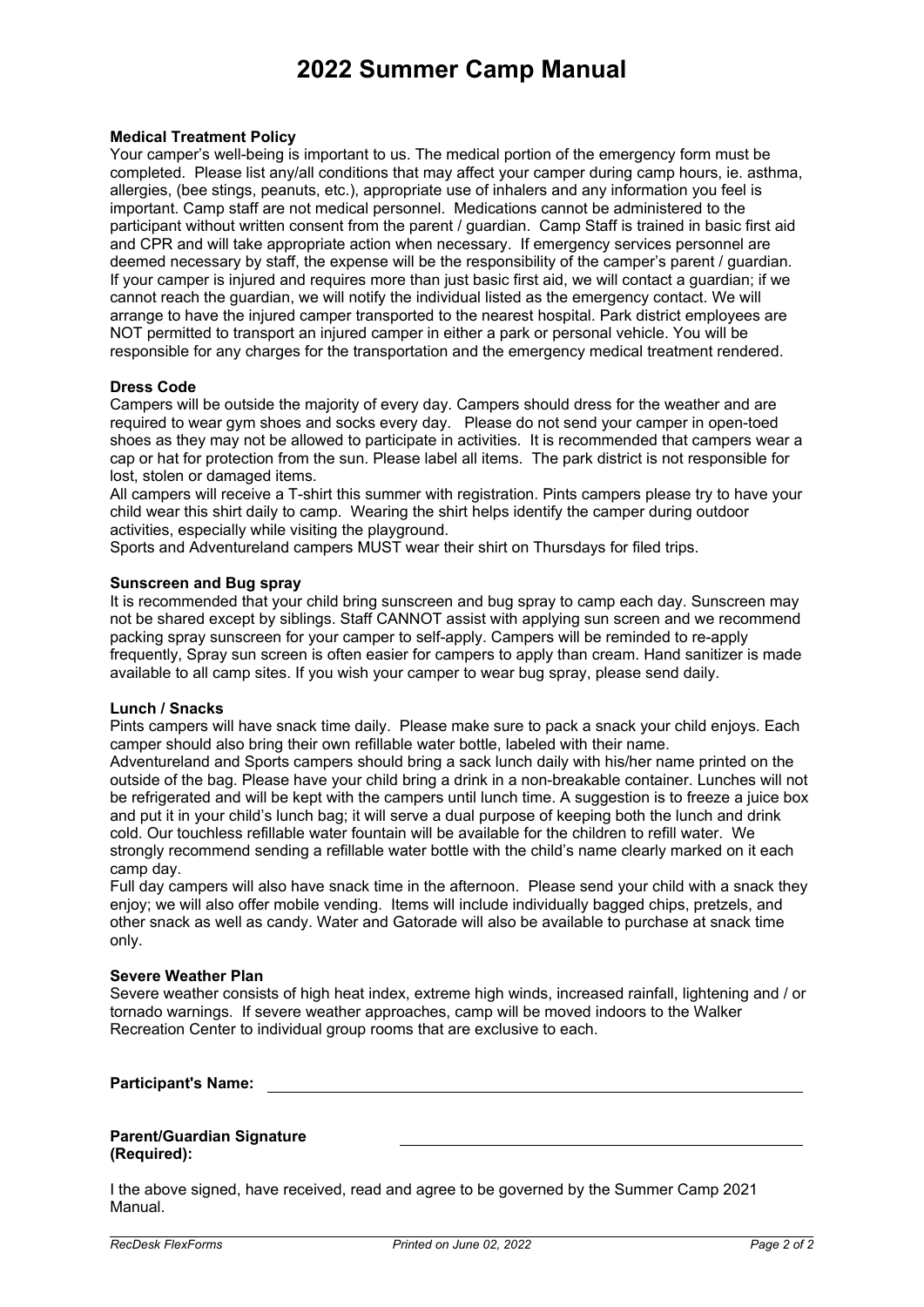# 2022 Summer Camp Manual

**Medical Treatment Policy**

Your camper's well-being is important to us. The medical portion of the emergency form must be completed. Please list any/all conditions that may affect your camper during camp hours, ie. asthma, allergies, (bee stings, peanuts, etc.), appropriate use of inhalers and any information you feel is important. Camp staff are not medical personnel. Medications cannot be administered to the participant without written consent from the parent / guardian. Camp Staff is trained in basic first aid and CPR and will take appropriate action when necessary. If emergency services personnel are deemed necessary by staff, the expense will be the responsibility of the camper's parent / guardian. If your camper is injured and requires more than just basic first aid, we will contact a guardian; if we cannot reach the guardian, we will notify the individual listed as the emergency contact. We will arrange to have the injured camper transported to the nearest hospital. Park district employees are NOT permitted to transport an injured camper in either a park or personal vehicle. You will be responsible for any charges for the transportation and the emergency medical treatment rendered.

**Dress Code**

Campers will be outside the majority of every day. Campers should dress for the weather and are required to wear gym shoes and socks every day. Please do not send your camper in open-toed shoes as they may not be allowed to participate in activities. It is recommended that campers wear a cap or hat for protection from the sun. Please label all items. The park district is not responsible for lost, stolen or damaged items.

All campers will receive a T-shirt this summer with registration. Pints campers please try to have your child wear this shirt daily to camp. Wearing the shirt helps identify the camper during outdoor activities, especially while visiting the playground.

Sports and Adventureland campers MUST wear their shirt on Thursdays for filed trips.

**Sunscreen and Bug spray**

It is recommended that your child bring sunscreen and bug spray to camp each day. Sunscreen may not be shared except by siblings. Staff CANNOT assist with applying sun screen and we recommend packing spray sunscreen for your camper to self-apply. Campers will be reminded to re-apply frequently, Spray sun screen is often easier for campers to apply than cream. Hand sanitizer is made available to all camp sites. If you wish your camper to wear bug spray, please send daily.

**Lunch / Snacks**

Pints campers will have snack time daily. Please make sure to pack a snack your child enjoys. Each camper should also bring their own refillable water bottle, labeled with their name.

Adventureland and Sports campers should bring a sack lunch daily with his/her name printed on the outside of the bag. Please have your child bring a drink in a non-breakable container. Lunches will not be refrigerated and will be kept with the campers until lunch time. A suggestion is to freeze a juice box and put it in your child's lunch bag; it will serve a dual purpose of keeping both the lunch and drink cold. Our touchless refillable water fountain will be available for the children to refill water. We strongly recommend sending a refillable water bottle with the child's name clearly marked on it each camp day.

Full day campers will also have snack time in the afternoon. Please send your child with a snack they enjoy; we will also offer mobile vending. Items will include individually bagged chips, pretzels, and other snack as well as candy. Water and Gatorade will also be available to purchase at snack time only.

**Severe Weather Plan**

Severe weather consists of high heat index, extreme high winds, increased rainfall, lightening and / or tornado warnings. If severe weather approaches, camp will be moved indoors to the Walker Recreation Center to individual group rooms that are exclusive to each.

**Participant's Name:** ______________________________

**Parent/Guardian Signature (Required):** ______________________________

I the above signed, have received, read and agree to be governed by the Summer Camp 2021 Manual.